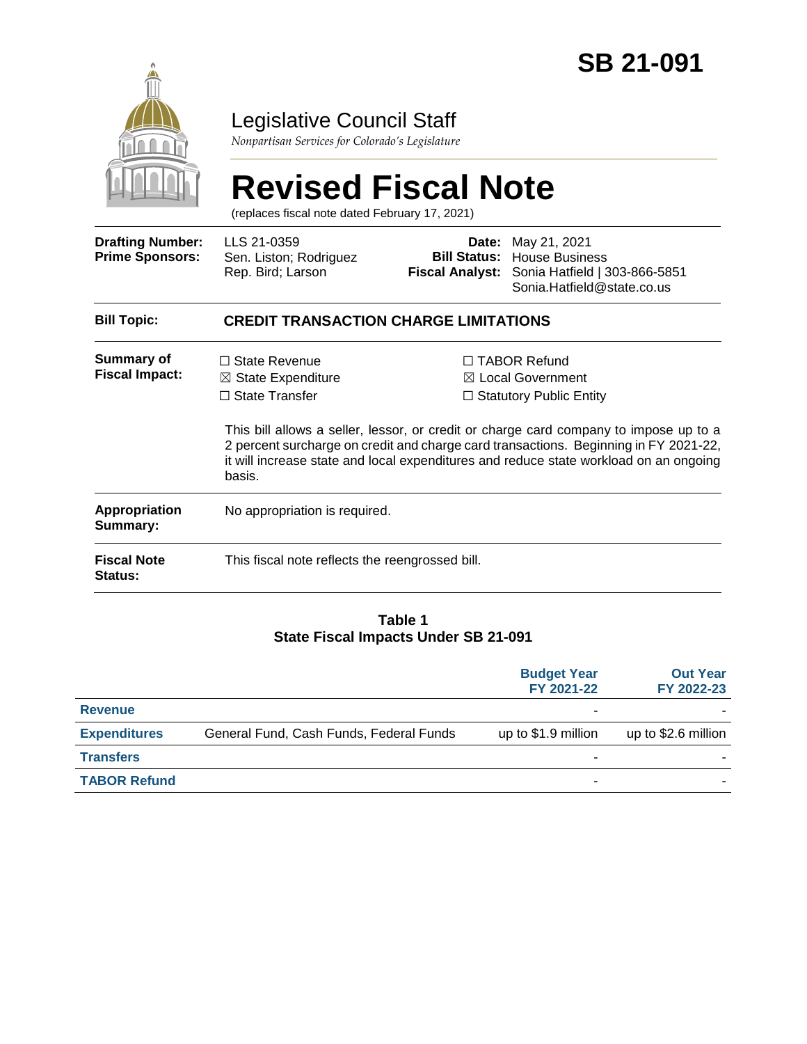# SB 21-091

## Legislative Council Staff

*Nonpartisan Services for Colorado's Legislature*

# Revised Fiscal Note

(replaces fiscal note dated February 17, 2021)

| | | | |
|---|---|---|---|
| **Drafting Number:** | LLS 21-0359 | **Date:** | May 21, 2021 |
| **Prime Sponsors:** | Sen. Liston; Rodriguez<br>Rep. Bird; Larson | **Bill Status:** | House Business |
| | | **Fiscal Analyst:** | Sonia Hatfield \| 303-866-5851<br>Sonia.Hatfield@state.co.us |

**Bill Topic:** **CREDIT TRANSACTION CHARGE LIMITATIONS**

**Summary of Fiscal Impact:**

☐ State Revenue
☒ State Expenditure
☐ State Transfer
☐ TABOR Refund
☒ Local Government
☐ Statutory Public Entity

This bill allows a seller, lessor, or credit or charge card company to impose up to a 2 percent surcharge on credit and charge card transactions. Beginning in FY 2021-22, it will increase state and local expenditures and reduce state workload on an ongoing basis.

**Appropriation Summary:** No appropriation is required.

**Fiscal Note Status:** This fiscal note reflects the reengrossed bill.

**Table 1**
**State Fiscal Impacts Under SB 21-091**

| | | Budget Year FY 2021-22 | Out Year FY 2022-23 |
|---|---|---|---|
| **Revenue** | | - | - |
| **Expenditures** | General Fund, Cash Funds, Federal Funds | up to $1.9 million | up to $2.6 million |
| **Transfers** | | - | - |
| **TABOR Refund** | | - | - |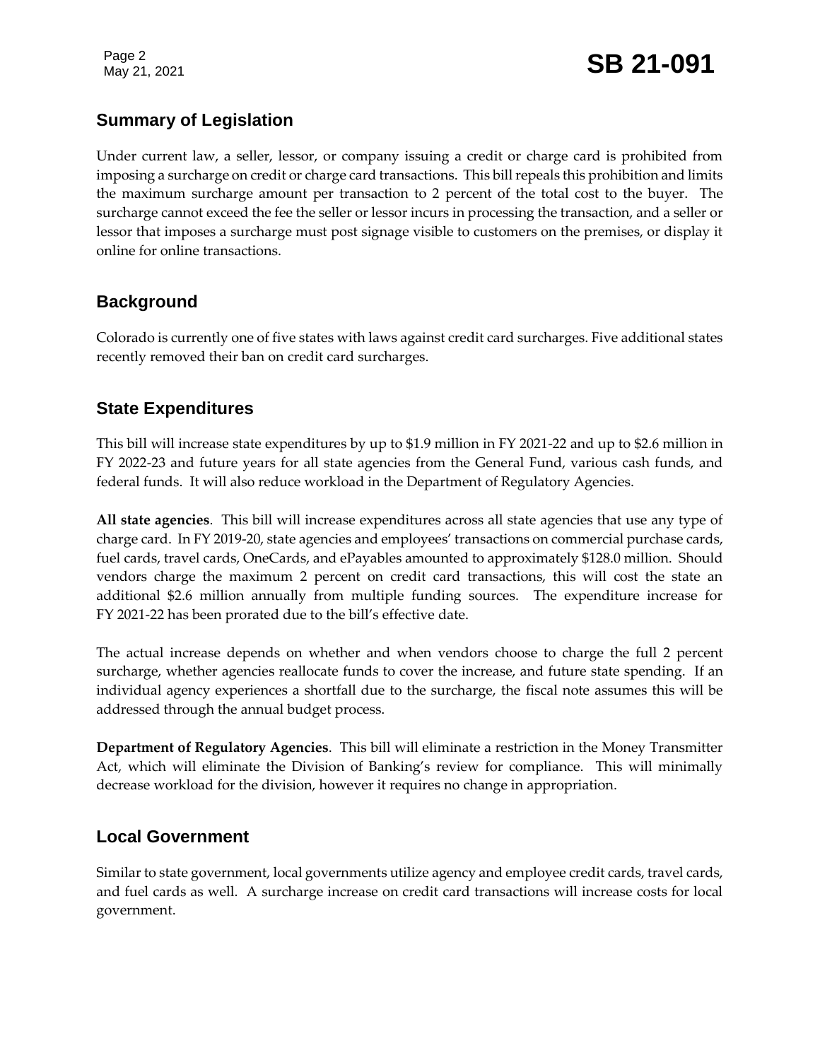## Summary of Legislation

Under current law, a seller, lessor, or company issuing a credit or charge card is prohibited from imposing a surcharge on credit or charge card transactions. This bill repeals this prohibition and limits the maximum surcharge amount per transaction to 2 percent of the total cost to the buyer. The surcharge cannot exceed the fee the seller or lessor incurs in processing the transaction, and a seller or lessor that imposes a surcharge must post signage visible to customers on the premises, or display it online for online transactions.

## Background

Colorado is currently one of five states with laws against credit card surcharges. Five additional states recently removed their ban on credit card surcharges.

## State Expenditures

This bill will increase state expenditures by up to $1.9 million in FY 2021-22 and up to $2.6 million in FY 2022-23 and future years for all state agencies from the General Fund, various cash funds, and federal funds. It will also reduce workload in the Department of Regulatory Agencies.

**All state agencies**. This bill will increase expenditures across all state agencies that use any type of charge card. In FY 2019-20, state agencies and employees' transactions on commercial purchase cards, fuel cards, travel cards, OneCards, and ePayables amounted to approximately $128.0 million. Should vendors charge the maximum 2 percent on credit card transactions, this will cost the state an additional $2.6 million annually from multiple funding sources. The expenditure increase for FY 2021-22 has been prorated due to the bill's effective date.

The actual increase depends on whether and when vendors choose to charge the full 2 percent surcharge, whether agencies reallocate funds to cover the increase, and future state spending. If an individual agency experiences a shortfall due to the surcharge, the fiscal note assumes this will be addressed through the annual budget process.

**Department of Regulatory Agencies**. This bill will eliminate a restriction in the Money Transmitter Act, which will eliminate the Division of Banking's review for compliance. This will minimally decrease workload for the division, however it requires no change in appropriation.

## Local Government

Similar to state government, local governments utilize agency and employee credit cards, travel cards, and fuel cards as well. A surcharge increase on credit card transactions will increase costs for local government.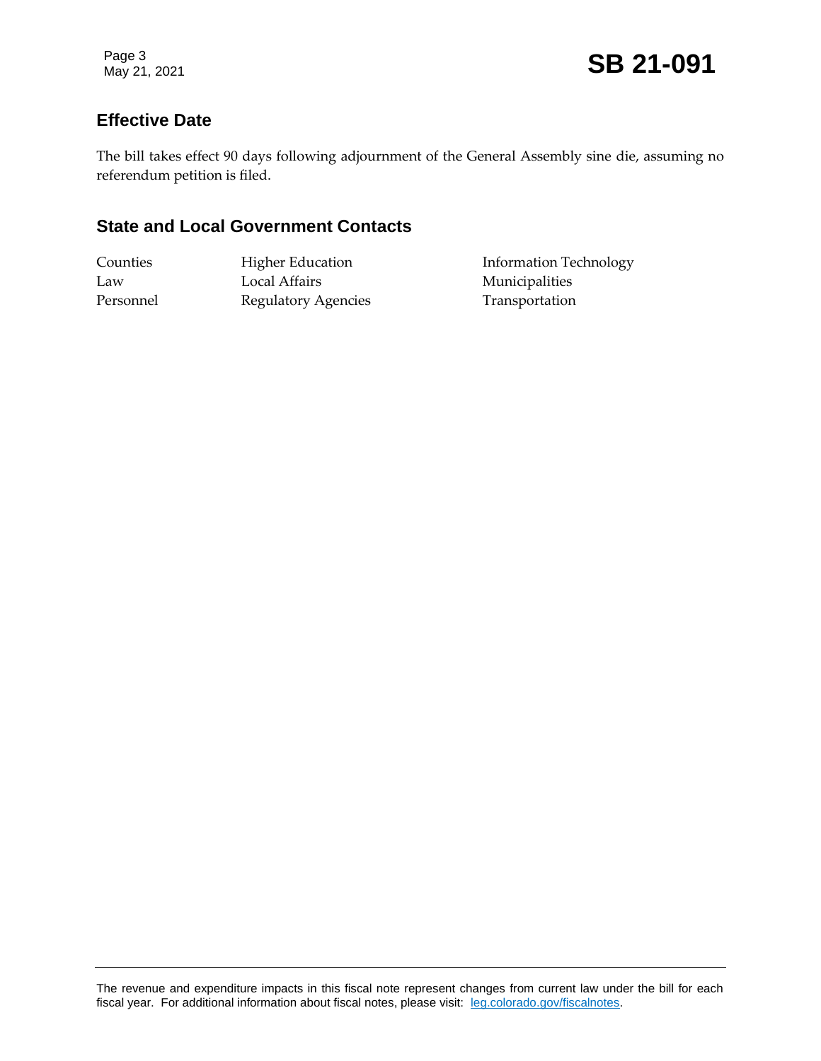## Effective Date

The bill takes effect 90 days following adjournment of the General Assembly sine die, assuming no referendum petition is filed.

## State and Local Government Contacts

| | | |
|---|---|---|
| Counties | Higher Education | Information Technology |
| Law | Local Affairs | Municipalities |
| Personnel | Regulatory Agencies | Transportation |

The revenue and expenditure impacts in this fiscal note represent changes from current law under the bill for each fiscal year. For additional information about fiscal notes, please visit: leg.colorado.gov/fiscalnotes.